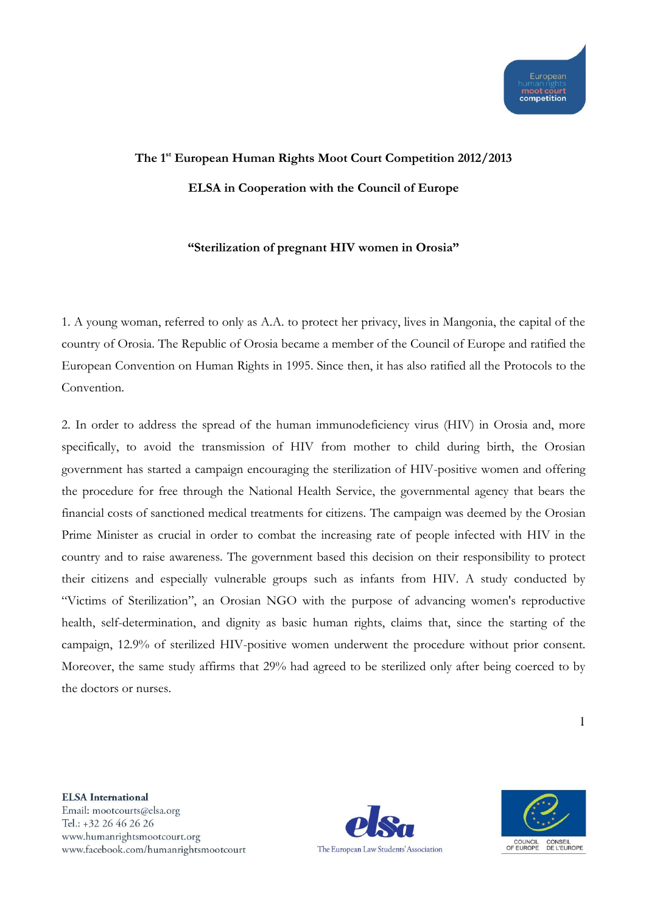**The 1st European Human Rights Moot Court Competition 2012/2013**

**ELSA in Cooperation with the Council of Europe**

**"Sterilization of pregnant HIV women in Orosia"**

1. A young woman, referred to only as A.A. to protect her privacy, lives in Mangonia, the capital of the country of Orosia. The Republic of Orosia became a member of the Council of Europe and ratified the European Convention on Human Rights in 1995. Since then, it has also ratified all the Protocols to the Convention.

2. In order to address the spread of the human immunodeficiency virus (HIV) in Orosia and, more specifically, to avoid the transmission of HIV from mother to child during birth, the Orosian government has started a campaign encouraging the sterilization of HIV-positive women and offering the procedure for free through the National Health Service, the governmental agency that bears the financial costs of sanctioned medical treatments for citizens. The campaign was deemed by the Orosian Prime Minister as crucial in order to combat the increasing rate of people infected with HIV in the country and to raise awareness. The government based this decision on their responsibility to protect their citizens and especially vulnerable groups such as infants from HIV. A study conducted by "Victims of Sterilization", an Orosian NGO with the purpose of advancing women's reproductive health, self-determination, and dignity as basic human rights, claims that, since the starting of the campaign, 12.9% of sterilized HIV-positive women underwent the procedure without prior consent. Moreover, the same study affirms that 29% had agreed to be sterilized only after being coerced to by the doctors or nurses.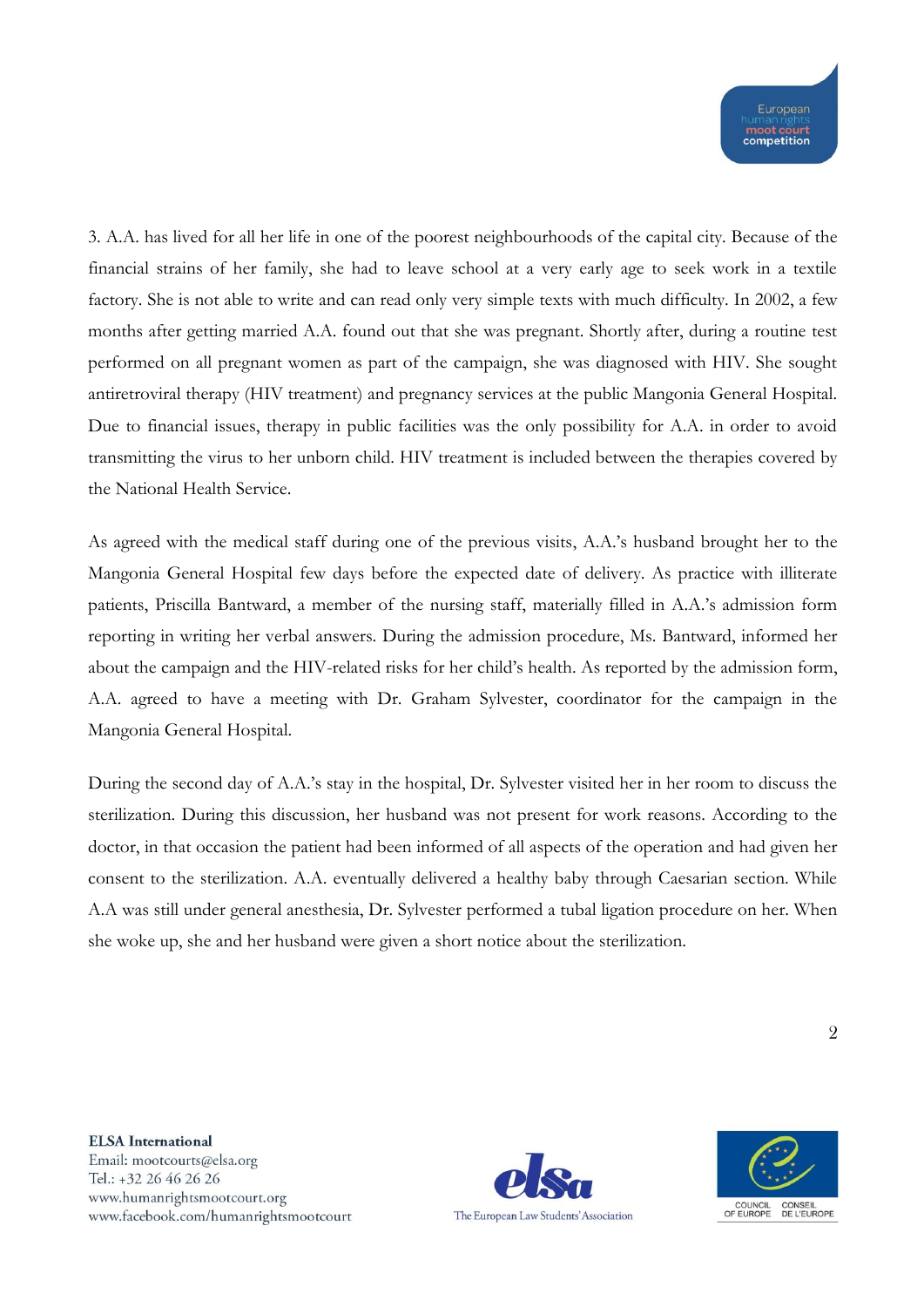3. A.A. has lived for all her life in one of the poorest neighbourhoods of the capital city. Because of the financial strains of her family, she had to leave school at a very early age to seek work in a textile factory. She is not able to write and can read only very simple texts with much difficulty. In 2002, a few months after getting married A.A. found out that she was pregnant. Shortly after, during a routine test performed on all pregnant women as part of the campaign, she was diagnosed with HIV. She sought antiretroviral therapy (HIV treatment) and pregnancy services at the public Mangonia General Hospital. Due to financial issues, therapy in public facilities was the only possibility for A.A. in order to avoid transmitting the virus to her unborn child. HIV treatment is included between the therapies covered by the National Health Service.

As agreed with the medical staff during one of the previous visits, A.A.'s husband brought her to the Mangonia General Hospital few days before the expected date of delivery. As practice with illiterate patients, Priscilla Bantward, a member of the nursing staff, materially filled in A.A.'s admission form reporting in writing her verbal answers. During the admission procedure, Ms. Bantward, informed her about the campaign and the HIV-related risks for her child's health. As reported by the admission form, A.A. agreed to have a meeting with Dr. Graham Sylvester, coordinator for the campaign in the Mangonia General Hospital.

During the second day of A.A.'s stay in the hospital, Dr. Sylvester visited her in her room to discuss the sterilization. During this discussion, her husband was not present for work reasons. According to the doctor, in that occasion the patient had been informed of all aspects of the operation and had given her consent to the sterilization. A.A. eventually delivered a healthy baby through Caesarian section. While A.A was still under general anesthesia, Dr. Sylvester performed a tubal ligation procedure on her. When she woke up, she and her husband were given a short notice about the sterilization.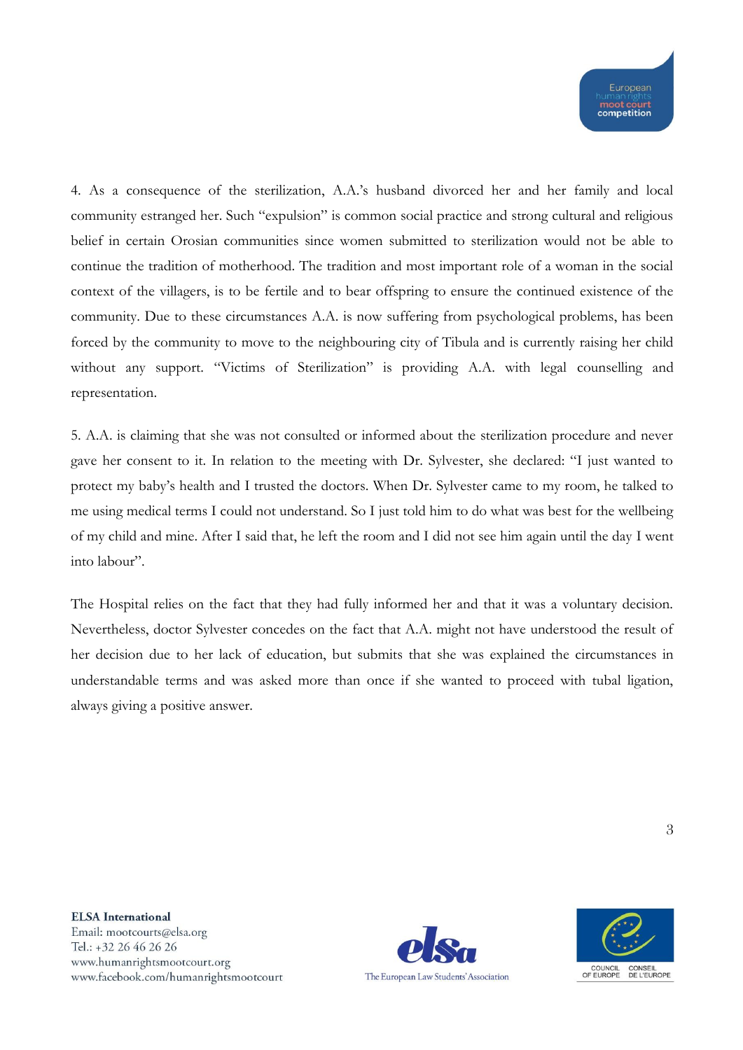4. As a consequence of the sterilization, A.A.'s husband divorced her and her family and local community estranged her. Such "expulsion" is common social practice and strong cultural and religious belief in certain Orosian communities since women submitted to sterilization would not be able to continue the tradition of motherhood. The tradition and most important role of a woman in the social context of the villagers, is to be fertile and to bear offspring to ensure the continued existence of the community. Due to these circumstances A.A. is now suffering from psychological problems, has been forced by the community to move to the neighbouring city of Tibula and is currently raising her child without any support. "Victims of Sterilization" is providing A.A. with legal counselling and representation.

5. A.A. is claiming that she was not consulted or informed about the sterilization procedure and never gave her consent to it. In relation to the meeting with Dr. Sylvester, she declared: "I just wanted to protect my baby's health and I trusted the doctors. When Dr. Sylvester came to my room, he talked to me using medical terms I could not understand. So I just told him to do what was best for the wellbeing of my child and mine. After I said that, he left the room and I did not see him again until the day I went into labour".

The Hospital relies on the fact that they had fully informed her and that it was a voluntary decision. Nevertheless, doctor Sylvester concedes on the fact that A.A. might not have understood the result of her decision due to her lack of education, but submits that she was explained the circumstances in understandable terms and was asked more than once if she wanted to proceed with tubal ligation, always giving a positive answer.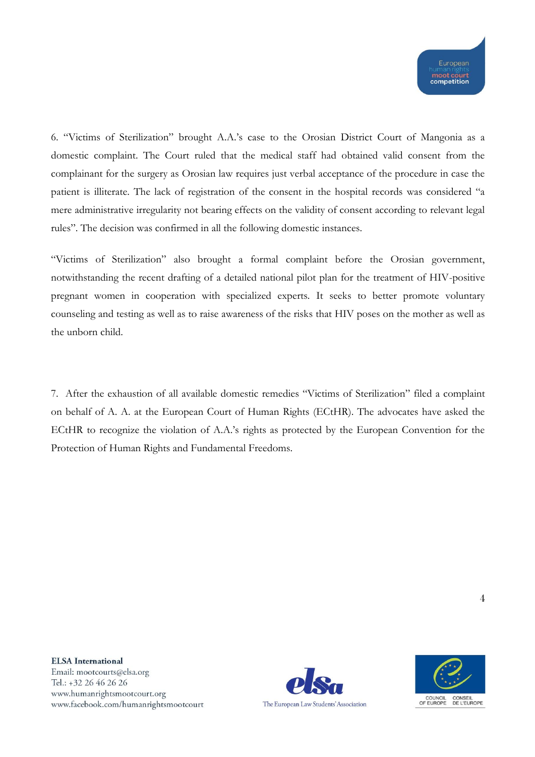6. "Victims of Sterilization" brought A.A.'s case to the Orosian District Court of Mangonia as a domestic complaint. The Court ruled that the medical staff had obtained valid consent from the complainant for the surgery as Orosian law requires just verbal acceptance of the procedure in case the patient is illiterate. The lack of registration of the consent in the hospital records was considered "a mere administrative irregularity not bearing effects on the validity of consent according to relevant legal rules". The decision was confirmed in all the following domestic instances.

"Victims of Sterilization" also brought a formal complaint before the Orosian government, notwithstanding the recent drafting of a detailed national pilot plan for the treatment of HIV-positive pregnant women in cooperation with specialized experts. It seeks to better promote voluntary counseling and testing as well as to raise awareness of the risks that HIV poses on the mother as well as the unborn child.

7. After the exhaustion of all available domestic remedies "Victims of Sterilization" filed a complaint on behalf of A. A. at the European Court of Human Rights (ECtHR). The advocates have asked the ECtHR to recognize the violation of A.A.'s rights as protected by the European Convention for the Protection of Human Rights and Fundamental Freedoms.